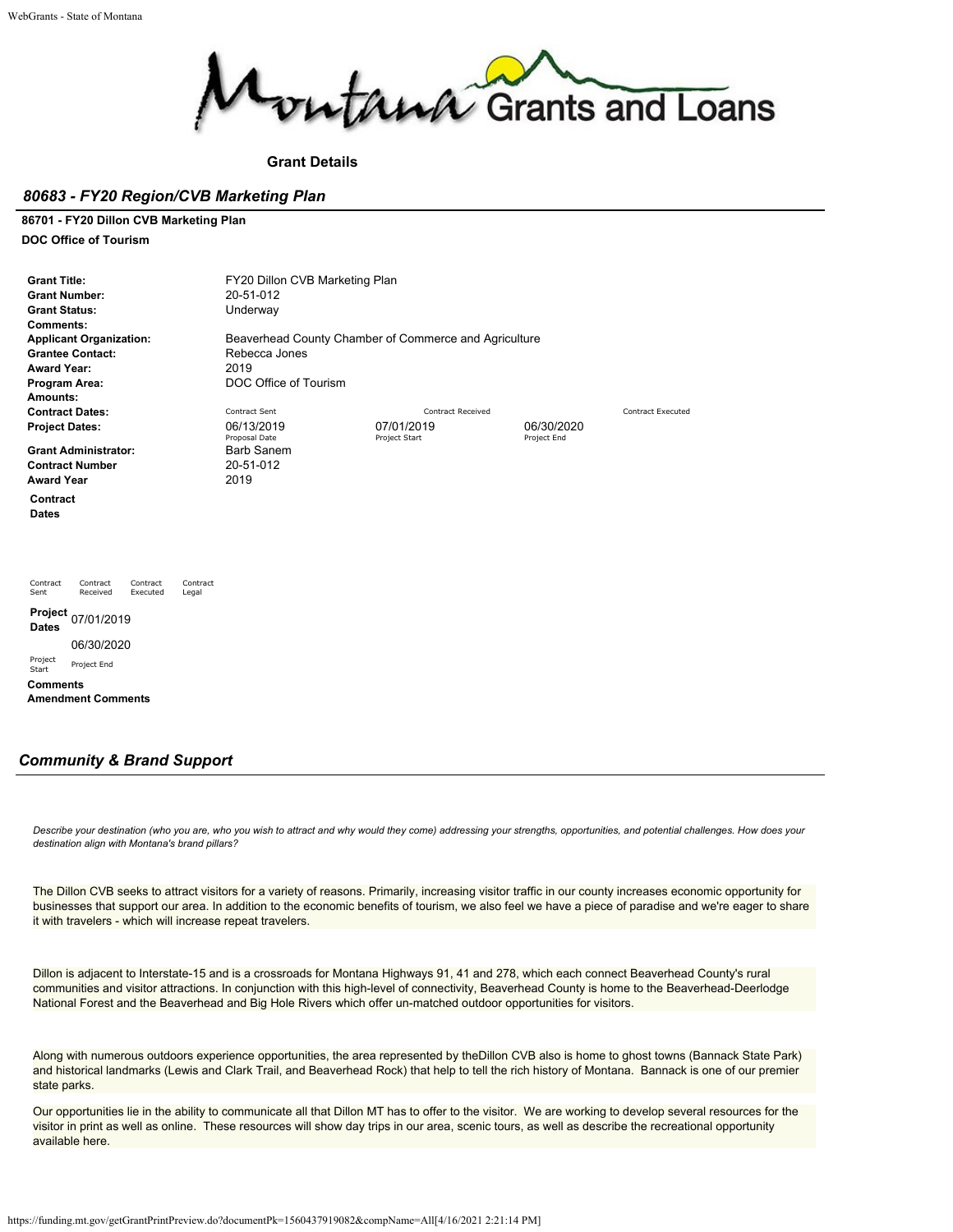# Montana Grants and Loans

**Grant Details**

## *80683 - FY20 Region/CVB Marketing Plan*

**86701 - FY20 Dillon CVB Marketing Plan**

**DOC Office of Tourism**

| | | | | |
|---|---|---|---|---|
| **Grant Title:** | FY20 Dillon CVB Marketing Plan | | | |
| **Grant Number:** | 20-51-012 | | | |
| **Grant Status:** | Underway | | | |
| **Comments:** | | | | |
| **Applicant Organization:** | Beaverhead County Chamber of Commerce and Agriculture | | | |
| **Grantee Contact:** | Rebecca Jones | | | |
| **Award Year:** | 2019 | | | |
| **Program Area:** | DOC Office of Tourism | | | |
| **Amounts:** | | | | |
| **Contract Dates:** | Contract Sent | Contract Received | | Contract Executed |
| **Project Dates:** | 06/13/2019<br>Proposal Date | 07/01/2019<br>Project Start | 06/30/2020<br>Project End | |
| **Grant Administrator:** | Barb Sanem | | | |
| **Contract Number** | 20-51-012 | | | |
| **Award Year** | 2019 | | | |

**Contract Dates**

| Contract Sent | Contract Received | Contract Executed | Contract Legal |
|---|---|---|---|
| | | | |

**Project Dates**

| Project Start | Project End |
|---|---|
| 07/01/2019 | 06/30/2020 |

**Comments**

**Amendment Comments**

## *Community & Brand Support*

*Describe your destination (who you are, who you wish to attract and why would they come) addressing your strengths, opportunities, and potential challenges. How does your destination align with Montana's brand pillars?*

The Dillon CVB seeks to attract visitors for a variety of reasons. Primarily, increasing visitor traffic in our county increases economic opportunity for businesses that support our area. In addition to the economic benefits of tourism, we also feel we have a piece of paradise and we're eager to share it with travelers - which will increase repeat travelers.

Dillon is adjacent to Interstate-15 and is a crossroads for Montana Highways 91, 41 and 278, which each connect Beaverhead County's rural communities and visitor attractions. In conjunction with this high-level of connectivity, Beaverhead County is home to the Beaverhead-Deerlodge National Forest and the Beaverhead and Big Hole Rivers which offer un-matched outdoor opportunities for visitors.

Along with numerous outdoors experience opportunities, the area represented by theDillon CVB also is home to ghost towns (Bannack State Park) and historical landmarks (Lewis and Clark Trail, and Beaverhead Rock) that help to tell the rich history of Montana. Bannack is one of our premier state parks.

Our opportunities lie in the ability to communicate all that Dillon MT has to offer to the visitor. We are working to develop several resources for the visitor in print as well as online. These resources will show day trips in our area, scenic tours, as well as describe the recreational opportunity available here.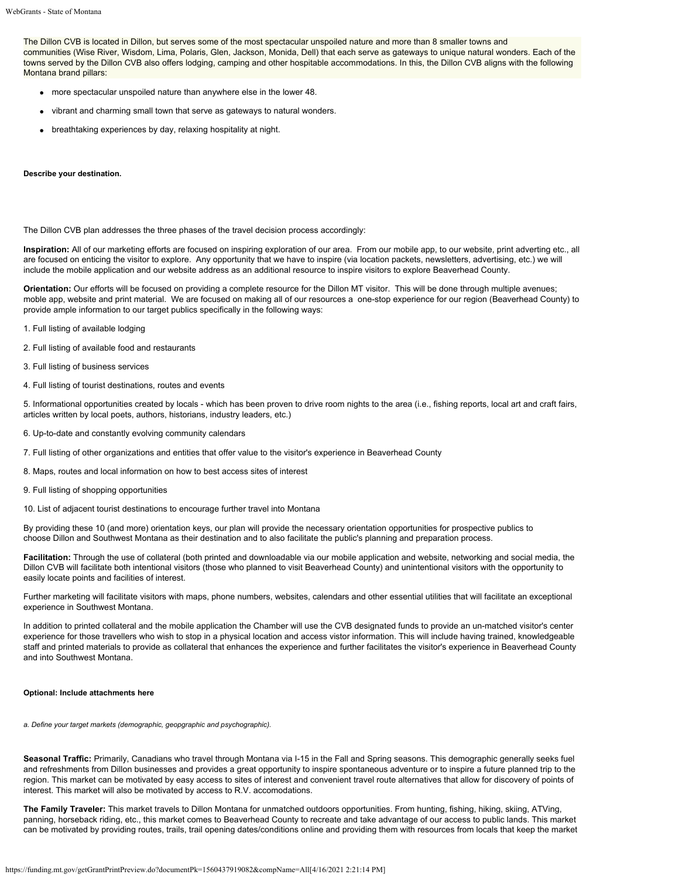The Dillon CVB is located in Dillon, but serves some of the most spectacular unspoiled nature and more than 8 smaller towns and communities (Wise River, Wisdom, Lima, Polaris, Glen, Jackson, Monida, Dell) that each serve as gateways to unique natural wonders. Each of the towns served by the Dillon CVB also offers lodging, camping and other hospitable accommodations. In this, the Dillon CVB aligns with the following Montana brand pillars:

- more spectacular unspoiled nature than anywhere else in the lower 48.
- vibrant and charming small town that serve as gateways to natural wonders.
- breathtaking experiences by day, relaxing hospitality at night.

**Describe your destination.**

The Dillon CVB plan addresses the three phases of the travel decision process accordingly:

**Inspiration:** All of our marketing efforts are focused on inspiring exploration of our area. From our mobile app, to our website, print adverting etc., all are focused on enticing the visitor to explore. Any opportunity that we have to inspire (via location packets, newsletters, advertising, etc.) we will include the mobile application and our website address as an additional resource to inspire visitors to explore Beaverhead County.

**Orientation:** Our efforts will be focused on providing a complete resource for the Dillon MT visitor. This will be done through multiple avenues; moble app, website and print material. We are focused on making all of our resources a one-stop experience for our region (Beaverhead County) to provide ample information to our target publics specifically in the following ways:

1. Full listing of available lodging

2. Full listing of available food and restaurants

3. Full listing of business services

4. Full listing of tourist destinations, routes and events

5. Informational opportunities created by locals - which has been proven to drive room nights to the area (i.e., fishing reports, local art and craft fairs, articles written by local poets, authors, historians, industry leaders, etc.)

6. Up-to-date and constantly evolving community calendars

7. Full listing of other organizations and entities that offer value to the visitor's experience in Beaverhead County

8. Maps, routes and local information on how to best access sites of interest

9. Full listing of shopping opportunities

10. List of adjacent tourist destinations to encourage further travel into Montana

By providing these 10 (and more) orientation keys, our plan will provide the necessary orientation opportunities for prospective publics to choose Dillon and Southwest Montana as their destination and to also facilitate the public's planning and preparation process.

**Facilitation:** Through the use of collateral (both printed and downloadable via our mobile application and website, networking and social media, the Dillon CVB will facilitate both intentional visitors (those who planned to visit Beaverhead County) and unintentional visitors with the opportunity to easily locate points and facilities of interest.

Further marketing will facilitate visitors with maps, phone numbers, websites, calendars and other essential utilities that will facilitate an exceptional experience in Southwest Montana.

In addition to printed collateral and the mobile application the Chamber will use the CVB designated funds to provide an un-matched visitor's center experience for those travellers who wish to stop in a physical location and access vistor information. This will include having trained, knowledgeable staff and printed materials to provide as collateral that enhances the experience and further facilitates the visitor's experience in Beaverhead County and into Southwest Montana.

**Optional: Include attachments here**

*a. Define your target markets (demographic, geopgraphic and psychographic).*

**Seasonal Traffic:** Primarily, Canadians who travel through Montana via I-15 in the Fall and Spring seasons. This demographic generally seeks fuel and refreshments from Dillon businesses and provides a great opportunity to inspire spontaneous adventure or to inspire a future planned trip to the region. This market can be motivated by easy access to sites of interest and convenient travel route alternatives that allow for discovery of points of interest. This market will also be motivated by access to R.V. accomodations.

**The Family Traveler:** This market travels to Dillon Montana for unmatched outdoors opportunities. From hunting, fishing, hiking, skiing, ATVing, panning, horseback riding, etc., this market comes to Beaverhead County to recreate and take advantage of our access to public lands. This market can be motivated by providing routes, trails, trail opening dates/conditions online and providing them with resources from locals that keep the market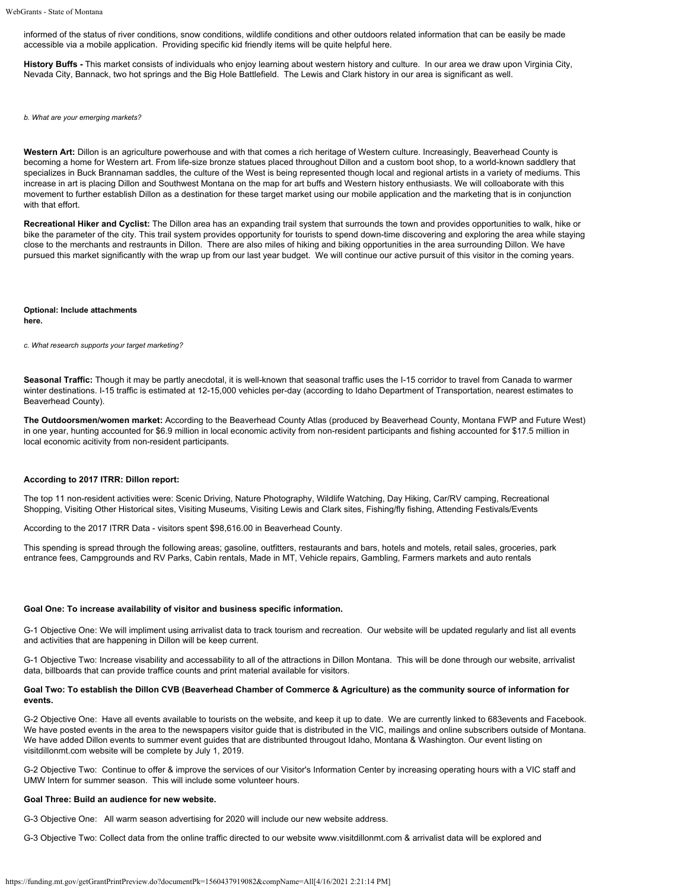informed of the status of river conditions, snow conditions, wildlife conditions and other outdoors related information that can be easily be made accessible via a mobile application. Providing specific kid friendly items will be quite helpful here.

**History Buffs -** This market consists of individuals who enjoy learning about western history and culture. In our area we draw upon Virginia City, Nevada City, Bannack, two hot springs and the Big Hole Battlefield. The Lewis and Clark history in our area is significant as well.

*b. What are your emerging markets?*

**Western Art:** Dillon is an agriculture powerhouse and with that comes a rich heritage of Western culture. Increasingly, Beaverhead County is becoming a home for Western art. From life-size bronze statues placed throughout Dillon and a custom boot shop, to a world-known saddlery that specializes in Buck Brannaman saddles, the culture of the West is being represented though local and regional artists in a variety of mediums. This increase in art is placing Dillon and Southwest Montana on the map for art buffs and Western history enthusiasts. We will colloaborate with this movement to further establish Dillon as a destination for these target market using our mobile application and the marketing that is in conjunction with that effort.

**Recreational Hiker and Cyclist:** The Dillon area has an expanding trail system that surrounds the town and provides opportunities to walk, hike or bike the parameter of the city. This trail system provides opportunity for tourists to spend down-time discovering and exploring the area while staying close to the merchants and restraunts in Dillon. There are also miles of hiking and biking opportunities in the area surrounding Dillon. We have pursued this market significantly with the wrap up from our last year budget. We will continue our active pursuit of this visitor in the coming years.

**Optional: Include attachments here.**

*c. What research supports your target marketing?*

**Seasonal Traffic:** Though it may be partly anecdotal, it is well-known that seasonal traffic uses the I-15 corridor to travel from Canada to warmer winter destinations. I-15 traffic is estimated at 12-15,000 vehicles per-day (according to Idaho Department of Transportation, nearest estimates to Beaverhead County).

**The Outdoorsmen/women market:** According to the Beaverhead County Atlas (produced by Beaverhead County, Montana FWP and Future West) in one year, hunting accounted for $6.9 million in local economic activity from non-resident participants and fishing accounted for $17.5 million in local economic acitivity from non-resident participants.

**According to 2017 ITRR: Dillon report:**

The top 11 non-resident activities were: Scenic Driving, Nature Photography, Wildlife Watching, Day Hiking, Car/RV camping, Recreational Shopping, Visiting Other Historical sites, Visiting Museums, Visiting Lewis and Clark sites, Fishing/fly fishing, Attending Festivals/Events

According to the 2017 ITRR Data - visitors spent $98,616.00 in Beaverhead County.

This spending is spread through the following areas; gasoline, outfitters, restaurants and bars, hotels and motels, retail sales, groceries, park entrance fees, Campgrounds and RV Parks, Cabin rentals, Made in MT, Vehicle repairs, Gambling, Farmers markets and auto rentals

**Goal One: To increase availability of visitor and business specific information.**

G-1 Objective One: We will impliment using arrivalist data to track tourism and recreation. Our website will be updated regularly and list all events and activities that are happening in Dillon will be keep current.

G-1 Objective Two: Increase visability and accessability to all of the attractions in Dillon Montana. This will be done through our website, arrivalist data, billboards that can provide traffice counts and print material available for visitors.

**Goal Two: To establish the Dillon CVB (Beaverhead Chamber of Commerce & Agriculture) as the community source of information for events.**

G-2 Objective One: Have all events available to tourists on the website, and keep it up to date. We are currently linked to 683events and Facebook. We have posted events in the area to the newspapers visitor guide that is distributed in the VIC, mailings and online subscribers outside of Montana. We have added Dillon events to summer event guides that are distribunted througout Idaho, Montana & Washington. Our event listing on visitdillonmt.com website will be complete by July 1, 2019.

G-2 Objective Two: Continue to offer & improve the services of our Visitor's Information Center by increasing operating hours with a VIC staff and UMW Intern for summer season. This will include some volunteer hours.

**Goal Three: Build an audience for new website.**

G-3 Objective One: All warm season advertising for 2020 will include our new website address.

G-3 Objective Two: Collect data from the online traffic directed to our website www.visitdillonmt.com & arrivalist data will be explored and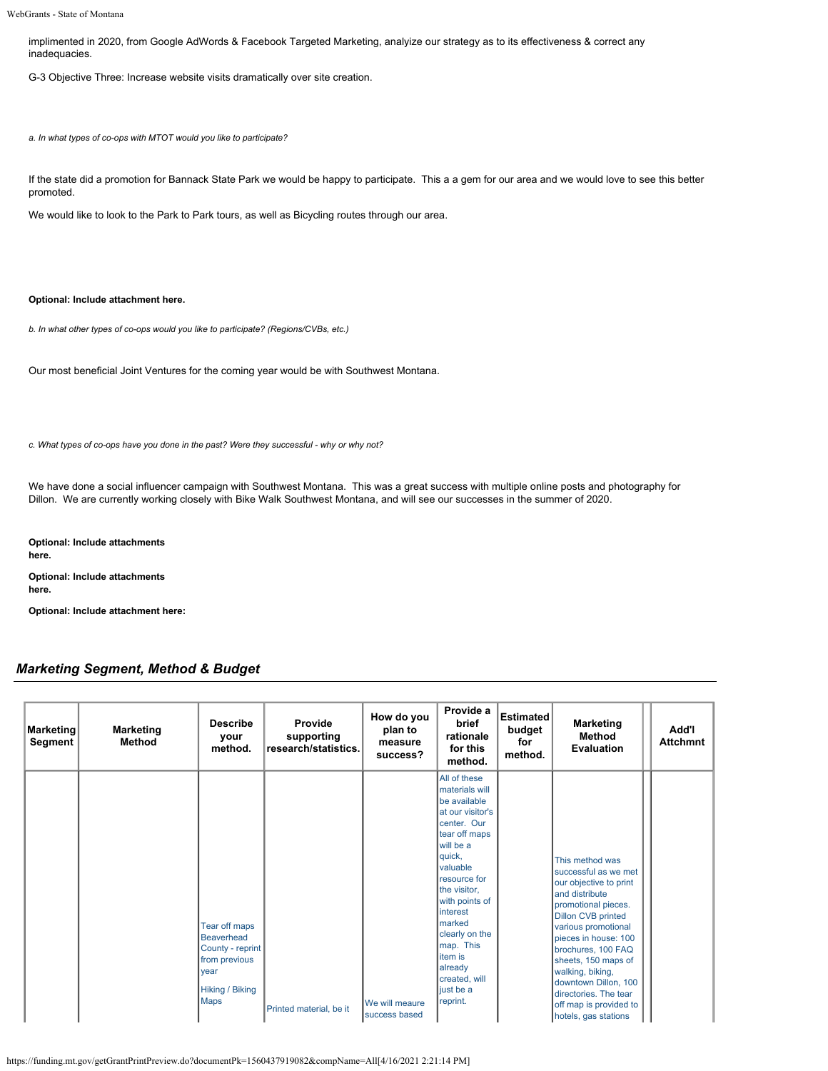implimented in 2020, from Google AdWords & Facebook Targeted Marketing, analize our strategy as to its effectiveness & correct any inadequacies.

G-3 Objective Three: Increase website visits dramatically over site creation.

*a. In what types of co-ops with MTOT would you like to participate?*

If the state did a promotion for Bannack State Park we would be happy to participate. This a a gem for our area and we would love to see this better promoted.

We would like to look to the Park to Park tours, as well as Bicycling routes through our area.

**Optional: Include attachment here.**

*b. In what other types of co-ops would you like to participate? (Regions/CVBs, etc.)*

Our most beneficial Joint Ventures for the coming year would be with Southwest Montana.

*c. What types of co-ops have you done in the past? Were they successful - why or why not?*

We have done a social influencer campaign with Southwest Montana. This was a great success with multiple online posts and photography for Dillon. We are currently working closely with Bike Walk Southwest Montana, and will see our successes in the summer of 2020.

**Optional: Include attachments here.**

**Optional: Include attachments here.**

**Optional: Include attachment here:**

## *Marketing Segment, Method & Budget*

| Marketing Segment | Marketing Method | Describe your method. | Provide supporting research/statistics. | How do you plan to measure success? | Provide a brief rationale for this method. | Estimated budget for method. | Marketing Method Evaluation | Add'l Attchmnt |
|---|---|---|---|---|---|---|---|---|
| | | Tear off maps Beaverhead County - reprint from previous year<br><br>Hiking / Biking Maps | Printed material, be it | We will meaure success based | All of these materials will be available at our visitor's center. Our tear off maps will be a quick, valuable resource for the visitor, with points of interest marked clearly on the map. This item is already created, will just be a reprint. | | This method was successful as we met our objective to print and distribute promotional pieces. Dillon CVB printed various promotional pieces in house: 100 brochures, 100 FAQ sheets, 150 maps of walking, biking, downtown Dillon, 100 directories. The tear off map is provided to hotels, gas stations | |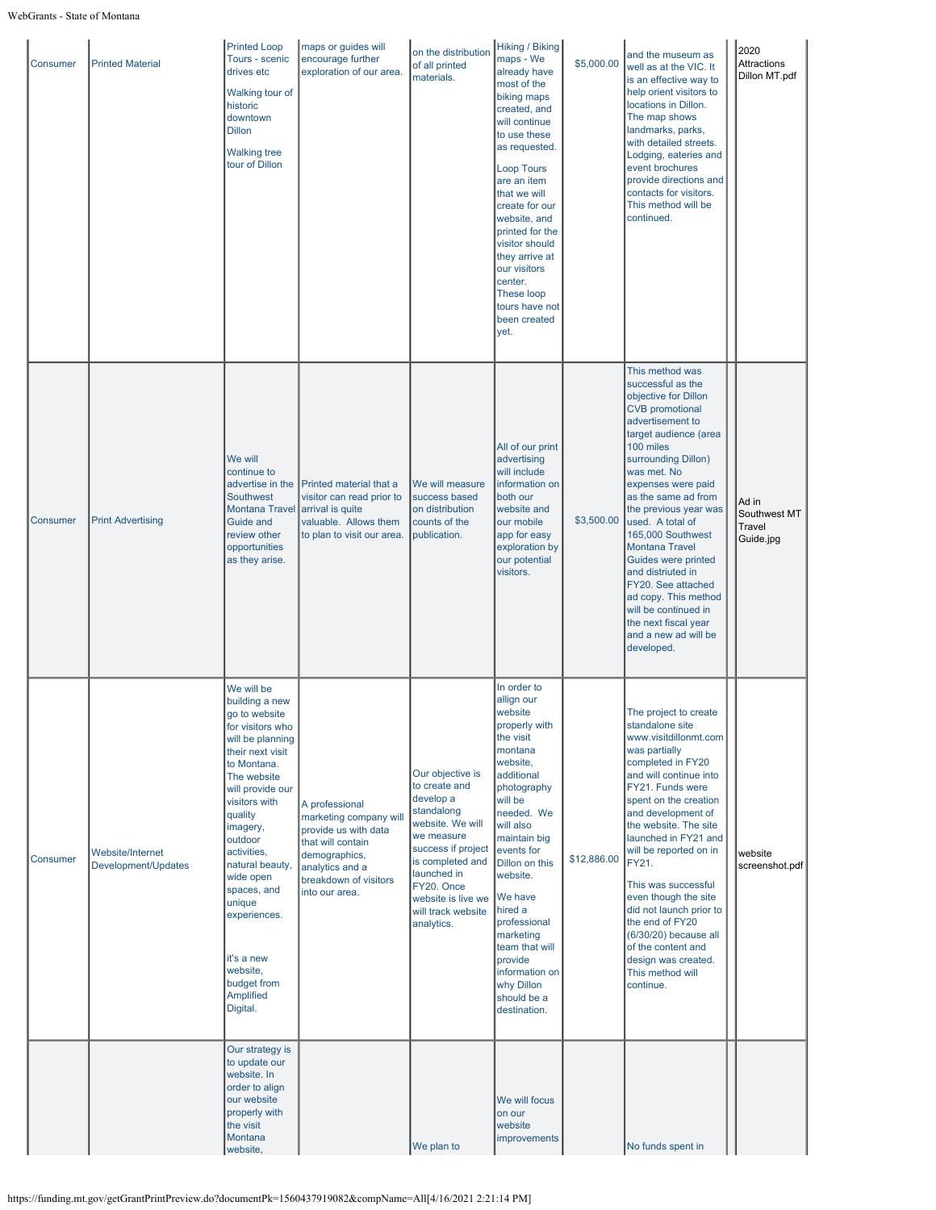| | | | | | | | | | |
|---|---|---|---|---|---|---|---|---|---|
| Consumer | Printed Material | Printed Loop Tours - scenic drives etc<br><br>Walking tour of historic downtown Dillon<br><br>Walking tree tour of Dillon | maps or guides will encourage further exploration of our area. | on the distribution of all printed materials. | Hiking / Biking maps - We already have most of the biking maps created, and will continue to use these as requested.<br><br>Loop Tours are an item that we will create for our website, and printed for the visitor should they arrive at our visitors center. These loop tours have not been created yet. | $5,000.00 | and the museum as well as at the VIC. It is an effective way to help orient visitors to locations in Dillon. The map shows landmarks, parks, with detailed streets. Lodging, eateries and event brochures provide directions and contacts for visitors. This method will be continued. | | 2020 Attractions Dillon MT.pdf |
| Consumer | Print Advertising | We will continue to advertise in the Southwest Montana Travel Guide and review other opportunities as they arise. | Printed material that a visitor can read prior to arrival is quite valuable. Allows them to plan to visit our area. | We will measure success based on distribution counts of the publication. | All of our print advertising will include information on both our website and our mobile app for easy exploration by our potential visitors. | $3,500.00 | This method was successful as the objective for Dillon CVB promotional advertisement to target audience (area 100 miles surrounding Dillon) was met. No expenses were paid as the same ad from the previous year was used. A total of 165,000 Southwest Montana Travel Guides were printed and distriuted in FY20. See attached ad copy. This method will be continued in the next fiscal year and a new ad will be developed. | | Ad in Southwest MT Travel Guide.jpg |
| Consumer | Website/Internet Development/Updates | We will be building a new go to website for visitors who will be planning their next visit to Montana. The website will provide our visitors with quality imagery, outdoor activities, natural beauty, wide open spaces, and unique experiences.<br><br>it's a new website, budget from Amplified Digital. | A professional marketing company will provide us with data that will contain demographics, analytics and a breakdown of visitors into our area. | Our objective is to create and develop a standalong website. We will we measure success if project is completed and launched in FY20. Once website is live we will track website analytics. | In order to allign our website properly with the visit montana website, additional photography will be needed. We will also maintain big events for Dillon on this website.<br><br>We have hired a professional marketing team that will provide information on why Dillon should be a destination. | $12,886.00 | The project to create standalone site www.visitdillonmt.com was partially completed in FY20 and will continue into FY21. Funds were spent on the creation and development of the website. The site launched in FY21 and will be reported on in FY21.<br><br>This was successful even though the site did not launch prior to the end of FY20 (6/30/20) because all of the content and design was created. This method will continue. | | website screenshot.pdf |
| | | Our strategy is to update our website. In order to align our website properly with the visit Montana website, | | We plan to | We will focus on our website improvements | | No funds spent in | | |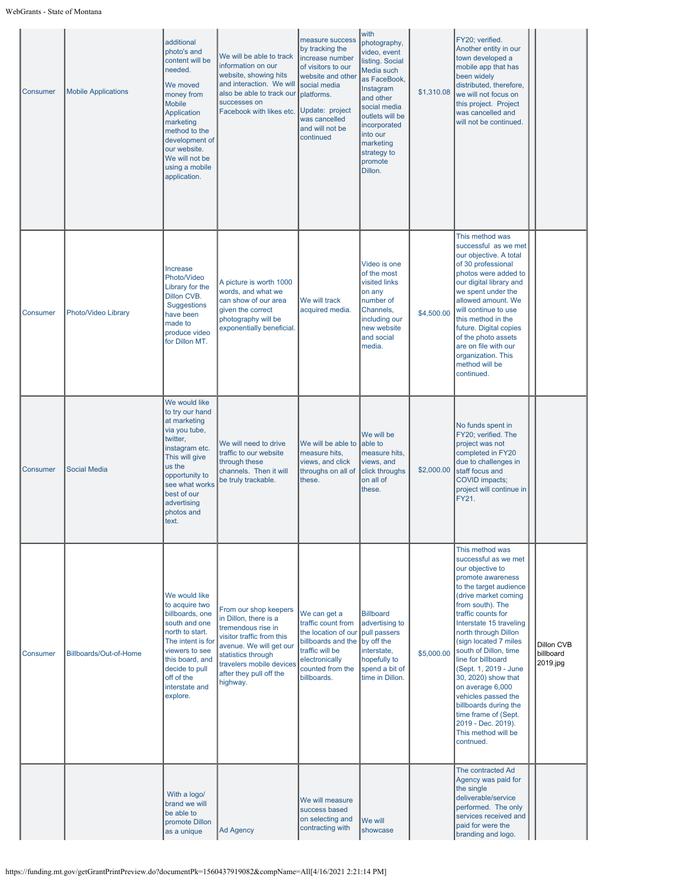| | | | | | | | | | |
|---|---|---|---|---|---|---|---|---|---|
| Consumer | Mobile Applications | additional photo's and content will be needed.<br><br>We moved money from Mobile Application marketing method to the development of our website. We will not be using a mobile application. | We will be able to track information on our website, showing hits and interaction. We will also be able to track our successes on Facebook with likes etc. | measure success by tracking the increase number of visitors to our website and other social media platforms.<br><br>Update: project was cancelled and will not be continued | with photography, video, event listing. Social Media such as FaceBook, Instagram and other social media outlets will be incorporated into our marketing strategy to promote Dillon. | $1,310.08 | FY20; verified. Another entity in our town developed a mobile app that has been widely distributed, therefore, we will not focus on this project. Project was cancelled and will not be continued. | | |
| Consumer | Photo/Video Library | Increase Photo/Video Library for the Dillon CVB. Suggestions have been made to produce video for Dillon MT. | A picture is worth 1000 words, and what we can show of our area given the correct photography will be exponentially beneficial. | We will track acquired media. | Video is one of the most visited links on any number of Channels, including our new website and social media. | $4,500.00 | This method was successful as we met our objective. A total of 30 professional photos were added to our digital library and we spent under the allowed amount. We will continue to use this method in the future. Digital copies of the photo assets are on file with our organization. This method will be continued. | | |
| Consumer | Social Media | We would like to try our hand at marketing via you tube, twitter, instagram etc. This will give us the opportunity to see what works best of our advertising photos and text. | We will need to drive traffic to our website through these channels. Then it will be truly trackable. | We will be able to measure hits, views, and click throughs on all of these. | We will be able to measure hits, views, and click throughs on all of these. | $2,000.00 | No funds spent in FY20; verified. The project was not completed in FY20 due to challenges in staff focus and COVID impacts; project will continue in FY21. | | |
| Consumer | Billboards/Out-of-Home | We would like to acquire two billboards, one south and one north to start. The intent is for viewers to see this board, and decide to pull off of the interstate and explore. | From our shop keepers in Dillon, there is a tremendous rise in visitor traffic from this avenue. We will get our statistics through travelers mobile devices after they pull off the highway. | We can get a traffic count from the location of our billboards and the traffic will be electronically counted from the billboards. | Billboard advertising to pull passers by off the interstate, hopefully to spend a bit of time in Dillon. | $5,000.00 | This method was successful as we met our objective to promote awareness to the target audience (drive market coming from south). The traffic counts for Interstate 15 traveling north through Dillon (sign located 7 miles south of Dillon, time line for billboard (Sept. 1, 2019 - June 30, 2020) show that on average 6,000 vehicles passed the billboards during the time frame of (Sept. 2019 - Dec. 2019). This method will be contnued. | | Dillon CVB billboard 2019.jpg |
| | | With a logo/ brand we will be able to promote Dillon as a unique | Ad Agency | We will measure success based on selecting and contracting with | We will showcase | | The contracted Ad Agency was paid for the single deliverable/service performed. The only services received and paid for were the branding and logo. | | |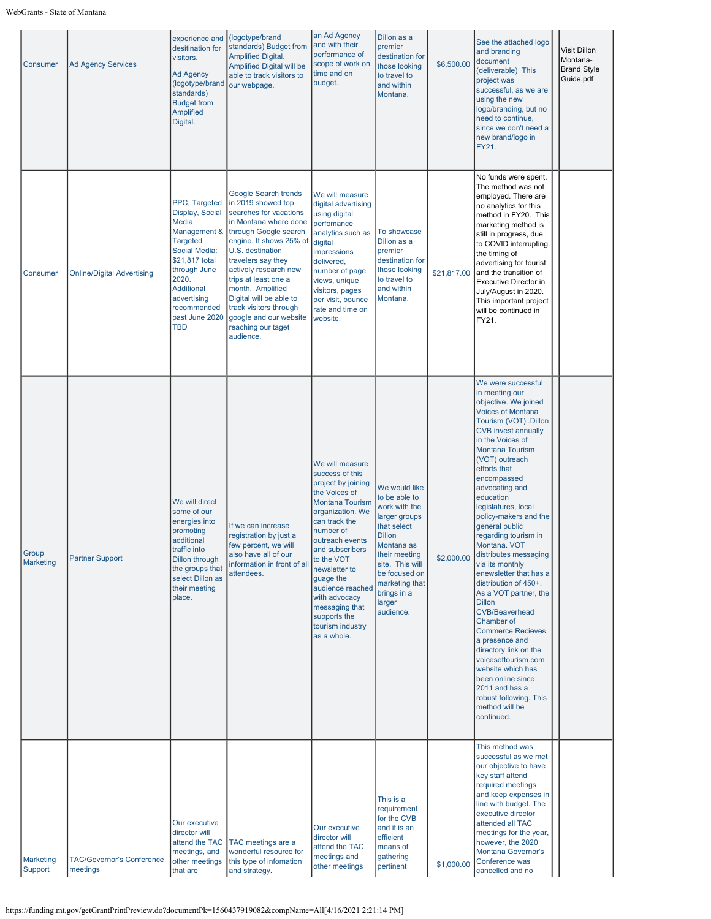| | | | | | | | | | |
|---|---|---|---|---|---|---|---|---|---|
| Consumer | Ad Agency Services | experience and desitination for visitors. Ad Agency (logotype/brand standards) Budget from Amplified Digital. | (logotype/brand standards) Budget from Amplified Digital. Amplified Digital will be able to track visitors to our webpage. | an Ad Agency and with their performance of scope of work on time and on budget. | Dillon as a premier destination for those looking to travel to and within Montana. | $6,500.00 | See the attached logo and branding document (deliverable) This project was successful, as we are using the new logo/branding, but no need to continue, since we don't need a new brand/logo in FY21. | | Visit Dillon Montana-Brand Style Guide.pdf |
| Consumer | Online/Digital Advertising | PPC, Targeted Display, Social Media Management & Targeted Social Media: $21,817 total through June 2020. Additional advertising recommended past June 2020 TBD | Google Search trends in 2019 showed top searches for vacations in Montana where done through Google search engine. It shows 25% of U.S. destination travelers say they actively research new trips at least one a month. Amplified Digital will be able to track visitors through google and our website reaching our taget audience. | We will measure digital advertising using digital perfomance analytics such as digital impressions delivered, number of page views, unique visitors, pages per visit, bounce rate and time on website. | To showcase Dillon as a premier destination for those looking to travel to and within Montana. | $21,817.00 | No funds were spent. The method was not employed. There are no analytics for this method in FY20. This marketing method is still in progress, due to COVID interrupting the timing of advertising for tourist and the transition of Executive Director in July/August in 2020. This important project will be continued in FY21. | | |
| Group Marketing | Partner Support | We will direct some of our energies into promoting additional traffic into Dillon through the groups that select Dillon as their meeting place. | If we can increase registration by just a few percent, we will also have all of our information in front of all attendees. | We will measure success of this project by joining the Voices of Montana Tourism organization. We can track the number of outreach events and subscribers to the VOT newsletter to guage the audience reached with advocacy messaging that supports the tourism industry as a whole. | We would like to be able to work with the larger groups that select Dillon Montana as their meeting site. This will be focused on marketing that brings in a larger audience. | $2,000.00 | We were successful in meeting our objective. We joined Voices of Montana Tourism (VOT) .Dillon CVB invest annually in the Voices of Montana Tourism (VOT) outreach efforts that encompassed advocating and education legislatures, local policy-makers and the general public regarding tourism in Montana. VOT distributes messaging via its monthly enewsletter that has a distribution of 450+. As a VOT partner, the Dillon CVB/Beaverhead Chamber of Commerce Recieves a presence and directory link on the voicesoftourism.com website which has been online since 2011 and has a robust following. This method will be continued. | | |
| Marketing Support | TAC/Governor's Conference meetings | Our executive director will attend the TAC meetings, and other meetings that are | TAC meetings are a wonderful resource for this type of infomation and strategy. | Our executive director will attend the TAC meetings and other meetings | This is a requirement for the CVB and it is an efficient means of gathering pertinent | $1,000.00 | This method was successful as we met our objective to have key staff attend required meetings and keep expenses in line with budget. The executive director attended all TAC meetings for the year, however, the 2020 Montana Governor's Conference was cancelled and no | | |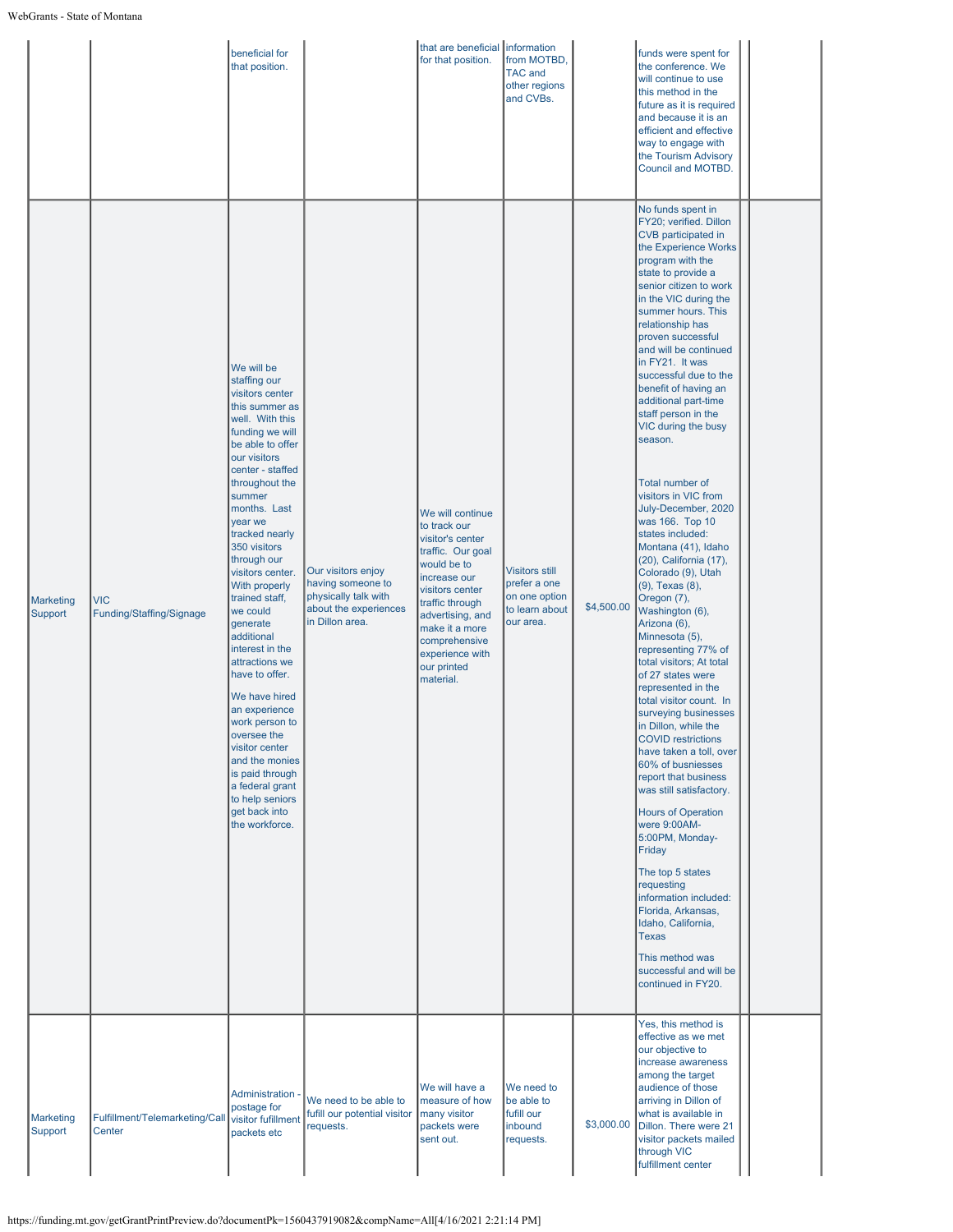| | | | | | | | | | |
|---|---|---|---|---|---|---|---|---|---|
| | | beneficial for that position. | | that are beneficial for that position. | information from MOTBD, TAC and other regions and CVBs. | | funds were spent for the conference. We will continue to use this method in the future as it is required and because it is an efficient and effective way to engage with the Tourism Advisory Council and MOTBD. | | |
| Marketing Support | VIC Funding/Staffing/Signage | We will be staffing our visitors center this summer as well. With this funding we will be able to offer our visitors center - staffed throughout the summer months. Last year we tracked nearly 350 visitors through our visitors center. With properly trained staff, we could generate additional interest in the attractions we have to offer.<br><br>We have hired an experience work person to oversee the visitor center and the monies is paid through a federal grant to help seniors get back into the workforce. | Our visitors enjoy having someone to physically talk with about the experiences in Dillon area. | We will continue to track our visitor's center traffic. Our goal would be to increase our visitors center traffic through advertising, and make it a more comprehensive experience with our printed material. | Visitors still prefer a one on one option to learn about our area. | $4,500.00 | No funds spent in FY20; verified. Dillon CVB participated in the Experience Works program with the state to provide a senior citizen to work in the VIC during the summer hours. This relationship has proven successful and will be continued in FY21. It was successful due to the benefit of having an additional part-time staff person in the VIC during the busy season.<br><br>Total number of visitors in VIC from July-December, 2020 was 166. Top 10 states included: Montana (41), Idaho (20), California (17), Colorado (9), Utah (9), Texas (8), Oregon (7), Washington (6), Arizona (6), Minnesota (5), representing 77% of total visitors; At total of 27 states were represented in the total visitor count. In surveying businesses in Dillon, while the COVID restrictions have taken a toll, over 60% of busniesses report that business was still satisfactory.<br><br>Hours of Operation were 9:00AM-5:00PM, Monday-Friday<br><br>The top 5 states requesting information included: Florida, Arkansas, Idaho, California, Texas<br><br>This method was successful and will be continued in FY20. | | |
| Marketing Support | Fulfillment/Telemarketing/Call Center | Administration - postage for visitor fulfillment packets etc | We need to be able to fufill our potential visitor requests. | We will have a measure of how many visitor packets were sent out. | We need to be able to fulfill our inbound requests. | $3,000.00 | Yes, this method is effective as we met our objective to increase awareness among the target audience of those arriving in Dillon of what is available in Dillon. There were 21 visitor packets mailed through VIC fulfillment center | | |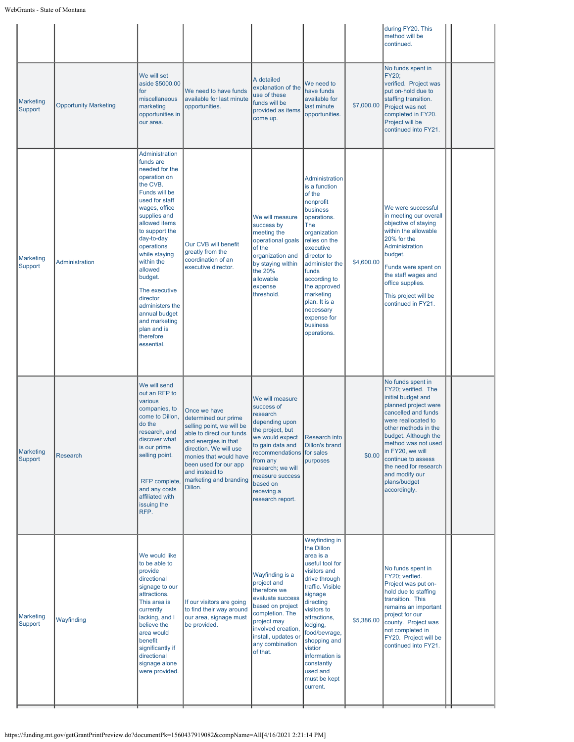| | | | | | | | | | |
|---|---|---|---|---|---|---|---|---|---|
| | | | | | | | during FY20. This method will be continued. | | |
| Marketing Support | Opportunity Marketing | We will set aside $5000.00 for miscellaneous marketing opportunities in our area. | We need to have funds available for last minute opportunities. | A detailed explanation of the use of these funds will be provided as items come up. | We need to have funds available for last minute opportunities. | $7,000.00 | No funds spent in FY20; verified. Project was put on-hold due to staffing transition. Project was not completed in FY20. Project will be continued into FY21. | | |
| Marketing Support | Administration | Administration funds are needed for the operation on the CVB. Funds will be used for staff wages, office supplies and allowed items to support the day-to-day operations while staying within the allowed budget. The executive director administers the annual budget and marketing plan and is therefore essential. | Our CVB will benefit greatly from the coordination of an executive director. | We will measure success by meeting the operational goals of the organization and by staying within the 20% allowable expense threshold. | Administration is a function of the nonprofit business operations. The organization relies on the executive director to administer the funds according to the approved marketing plan. It is a necessary expense for business operations. | $4,600.00 | We were successful in meeting our overall objective of staying within the allowable 20% for the Administration budget. Funds were spent on the staff wages and office supplies. This project will be continued in FY21. | | |
| Marketing Support | Research | We will send out an RFP to various companies, to come to Dillon, do the research, and discover what is our prime selling point. RFP complete, and any costs affiliated with issuing the RFP. | Once we have determined our prime selling point, we will be able to direct our funds and energies in that direction. We will use monies that would have been used for our app and instead to marketing and branding Dillon. | We will measure success of research depending upon the project, but we would expect to gain data and recommendations from any research; we will measure success based on receving a research report. | Research into Dillon's brand for sales purposes | $0.00 | No funds spent in FY20; verified. The initial budget and planned project were cancelled and funds were reallocated to other methods in the budget. Although the method was not used in FY20, we will continue to assess the need for research and modify our plans/budget accordingly. | | |
| Marketing Support | Wayfinding | We would like to be able to provide directional signage to our attractions. This area is currently lacking, and I believe the area would benefit significantly if directional signage alone were provided. | If our visitors are going to find their way around our area, signage must be provided. | Wayfinding is a project and therefore we evaluate success based on project completion. The project may involved creation, install, updates or any combination of that. | Wayfinding in the Dillon area is a useful tool for visitors and drive through traffic. Visible signage directing visitors to attractions, lodging, food/bevrage, shopping and vistior information is constantly used and must be kept current. | $5,386.00 | No funds spent in FY20; verfied. Project was put on-hold due to staffing transition. This remains an important project for our county. Project was not completed in FY20. Project will be continued into FY21. | | |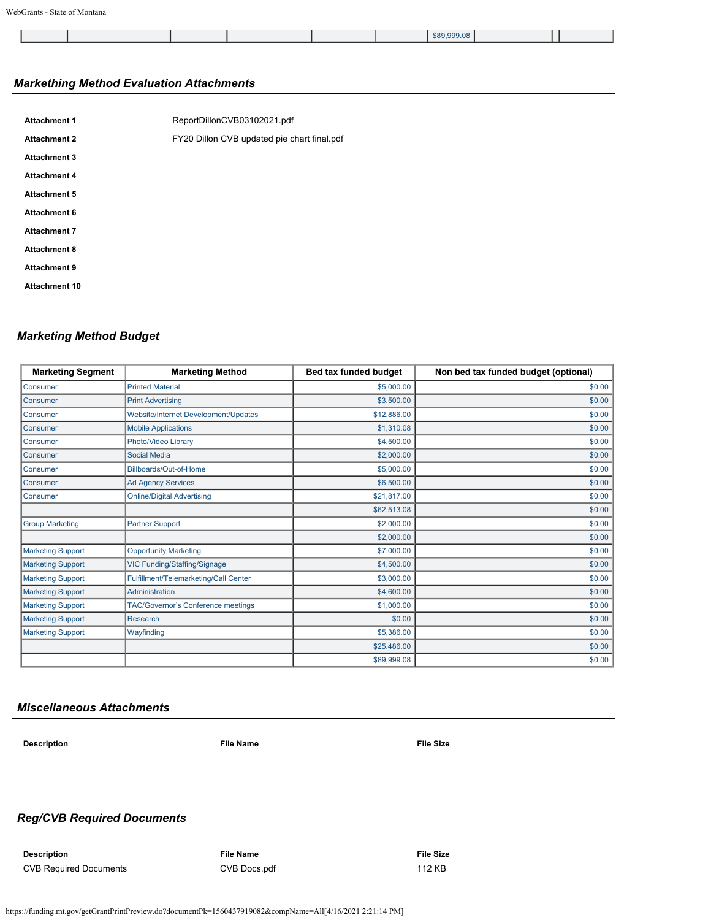| | | | | | | $89,999.08 | | |
|---|---|---|---|---|---|---|---|---|

## *Markething Method Evaluation Attachments*

| | |
|---|---|
| **Attachment 1** | ReportDillonCVB03102021.pdf |
| **Attachment 2** | FY20 Dillon CVB updated pie chart final.pdf |
| **Attachment 3** | |
| **Attachment 4** | |
| **Attachment 5** | |
| **Attachment 6** | |
| **Attachment 7** | |
| **Attachment 8** | |
| **Attachment 9** | |
| **Attachment 10** | |

## *Marketing Method Budget*

| Marketing Segment | Marketing Method | Bed tax funded budget | Non bed tax funded budget (optional) |
|---|---|---|---|
| Consumer | Printed Material | $5,000.00 | $0.00 |
| Consumer | Print Advertising | $3,500.00 | $0.00 |
| Consumer | Website/Internet Development/Updates | $12,886.00 | $0.00 |
| Consumer | Mobile Applications | $1,310.08 | $0.00 |
| Consumer | Photo/Video Library | $4,500.00 | $0.00 |
| Consumer | Social Media | $2,000.00 | $0.00 |
| Consumer | Billboards/Out-of-Home | $5,000.00 | $0.00 |
| Consumer | Ad Agency Services | $6,500.00 | $0.00 |
| Consumer | Online/Digital Advertising | $21,817.00 | $0.00 |
| | | $62,513.08 | $0.00 |
| Group Marketing | Partner Support | $2,000.00 | $0.00 |
| | | $2,000.00 | $0.00 |
| Marketing Support | Opportunity Marketing | $7,000.00 | $0.00 |
| Marketing Support | VIC Funding/Staffing/Signage | $4,500.00 | $0.00 |
| Marketing Support | Fulfillment/Telemarketing/Call Center | $3,000.00 | $0.00 |
| Marketing Support | Administration | $4,600.00 | $0.00 |
| Marketing Support | TAC/Governor's Conference meetings | $1,000.00 | $0.00 |
| Marketing Support | Research | $0.00 | $0.00 |
| Marketing Support | Wayfinding | $5,386.00 | $0.00 |
| | | $25,486.00 | $0.00 |
| | | $89,999.08 | $0.00 |

## *Miscellaneous Attachments*

| Description | File Name | File Size |
|---|---|---|

## *Reg/CVB Required Documents*

| Description | File Name | File Size |
|---|---|---|
| CVB Required Documents | CVB Docs.pdf | 112 KB |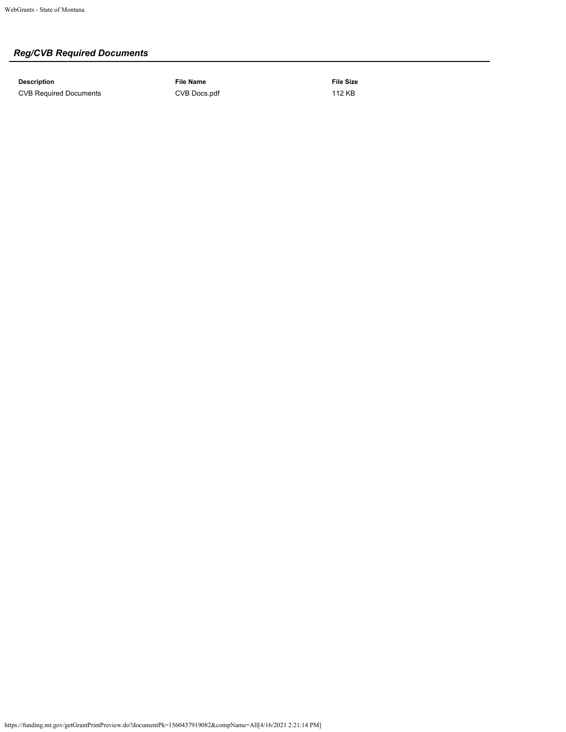## *Reg/CVB Required Documents*

| Description | File Name | File Size |
|---|---|---|
| CVB Required Documents | CVB Docs.pdf | 112 KB |